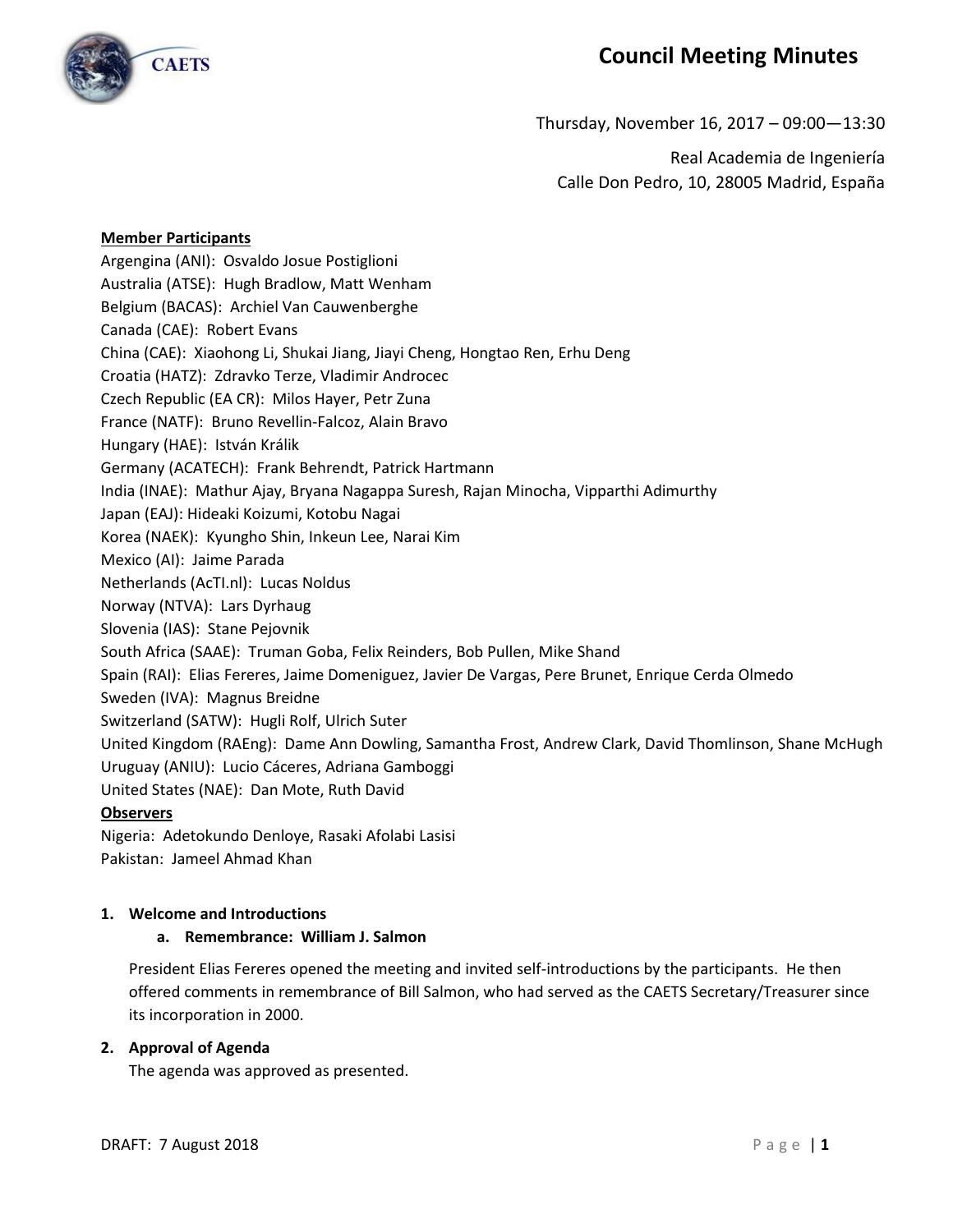# Council Meeting Minutes

Thursday, November 16, 2017 – 09:00—13:30

Real Academia de Ingeniería
Calle Don Pedro, 10, 28005 Madrid, España

**Member Participants**

Argengina (ANI): Osvaldo Josue Postiglioni
Australia (ATSE): Hugh Bradlow, Matt Wenham
Belgium (BACAS): Archiel Van Cauwenberghe
Canada (CAE): Robert Evans
China (CAE): Xiaohong Li, Shukai Jiang, Jiayi Cheng, Hongtao Ren, Erhu Deng
Croatia (HATZ): Zdravko Terze, Vladimir Androcec
Czech Republic (EA CR): Milos Hayer, Petr Zuna
France (NATF): Bruno Revellin-Falcoz, Alain Bravo
Hungary (HAE): István Králik
Germany (ACATECH): Frank Behrendt, Patrick Hartmann
India (INAE): Mathur Ajay, Bryana Nagappa Suresh, Rajan Minocha, Vipparthi Adimurthy
Japan (EAJ): Hideaki Koizumi, Kotobu Nagai
Korea (NAEK): Kyungho Shin, Inkeun Lee, Narai Kim
Mexico (AI): Jaime Parada
Netherlands (AcTI.nl): Lucas Noldus
Norway (NTVA): Lars Dyrhaug
Slovenia (IAS): Stane Pejovnik
South Africa (SAAE): Truman Goba, Felix Reinders, Bob Pullen, Mike Shand
Spain (RAI): Elias Fereres, Jaime Domeniguez, Javier De Vargas, Pere Brunet, Enrique Cerda Olmedo
Sweden (IVA): Magnus Breidne
Switzerland (SATW): Hugli Rolf, Ulrich Suter
United Kingdom (RAEng): Dame Ann Dowling, Samantha Frost, Andrew Clark, David Thomlinson, Shane McHugh
Uruguay (ANIU): Lucio Cáceres, Adriana Gamboggi
United States (NAE): Dan Mote, Ruth David

**Observers**

Nigeria: Adetokundo Denloye, Rasaki Afolabi Lasisi
Pakistan: Jameel Ahmad Khan

1. **Welcome and Introductions**
   a. **Remembrance: William J. Salmon**

   President Elias Fereres opened the meeting and invited self-introductions by the participants. He then offered comments in remembrance of Bill Salmon, who had served as the CAETS Secretary/Treasurer since its incorporation in 2000.

2. **Approval of Agenda**

   The agenda was approved as presented.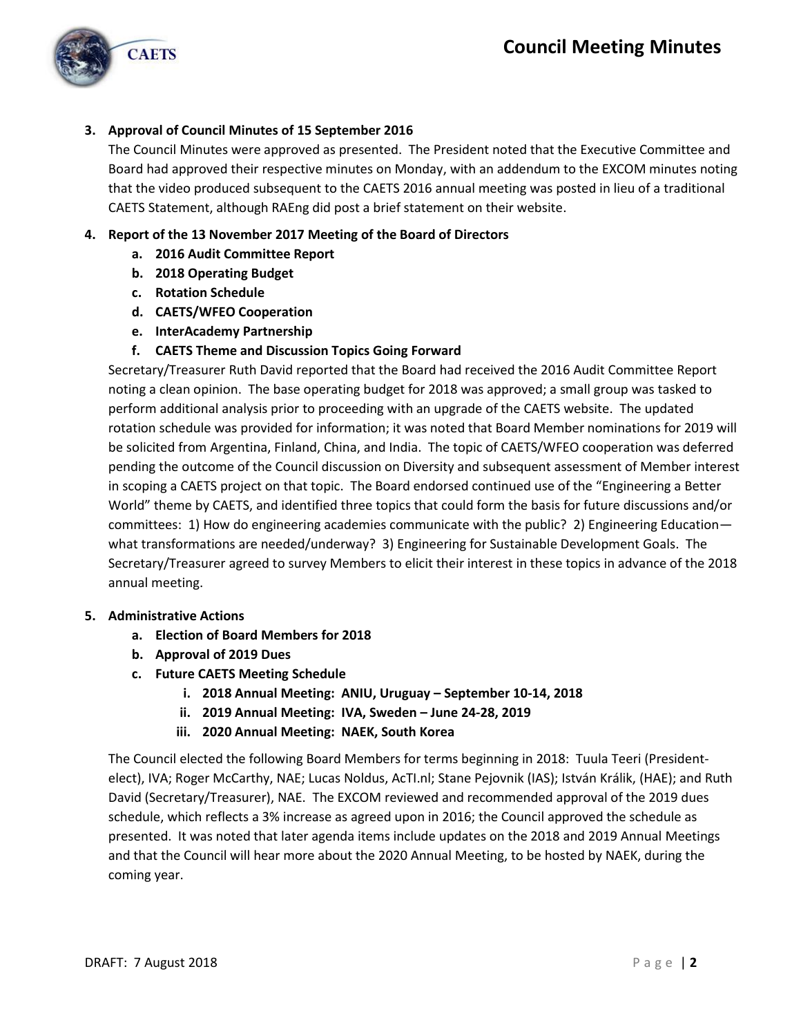3. **Approval of Council Minutes of 15 September 2016**

   The Council Minutes were approved as presented. The President noted that the Executive Committee and Board had approved their respective minutes on Monday, with an addendum to the EXCOM minutes noting that the video produced subsequent to the CAETS 2016 annual meeting was posted in lieu of a traditional CAETS Statement, although RAEng did post a brief statement on their website.

4. **Report of the 13 November 2017 Meeting of the Board of Directors**
   a. **2016 Audit Committee Report**
   b. **2018 Operating Budget**
   c. **Rotation Schedule**
   d. **CAETS/WFEO Cooperation**
   e. **InterAcademy Partnership**
   f. **CAETS Theme and Discussion Topics Going Forward**

   Secretary/Treasurer Ruth David reported that the Board had received the 2016 Audit Committee Report noting a clean opinion. The base operating budget for 2018 was approved; a small group was tasked to perform additional analysis prior to proceeding with an upgrade of the CAETS website. The updated rotation schedule was provided for information; it was noted that Board Member nominations for 2019 will be solicited from Argentina, Finland, China, and India. The topic of CAETS/WFEO cooperation was deferred pending the outcome of the Council discussion on Diversity and subsequent assessment of Member interest in scoping a CAETS project on that topic. The Board endorsed continued use of the "Engineering a Better World" theme by CAETS, and identified three topics that could form the basis for future discussions and/or committees: 1) How do engineering academies communicate with the public? 2) Engineering Education—what transformations are needed/underway? 3) Engineering for Sustainable Development Goals. The Secretary/Treasurer agreed to survey Members to elicit their interest in these topics in advance of the 2018 annual meeting.

5. **Administrative Actions**
   a. **Election of Board Members for 2018**
   b. **Approval of 2019 Dues**
   c. **Future CAETS Meeting Schedule**
      i. **2018 Annual Meeting: ANIU, Uruguay – September 10-14, 2018**
      ii. **2019 Annual Meeting: IVA, Sweden – June 24-28, 2019**
      iii. **2020 Annual Meeting: NAEK, South Korea**

   The Council elected the following Board Members for terms beginning in 2018: Tuula Teeri (President-elect), IVA; Roger McCarthy, NAE; Lucas Noldus, AcTI.nl; Stane Pejovnik (IAS); István Králik, (HAE); and Ruth David (Secretary/Treasurer), NAE. The EXCOM reviewed and recommended approval of the 2019 dues schedule, which reflects a 3% increase as agreed upon in 2016; the Council approved the schedule as presented. It was noted that later agenda items include updates on the 2018 and 2019 Annual Meetings and that the Council will hear more about the 2020 Annual Meeting, to be hosted by NAEK, during the coming year.

DRAFT: 7 August 2018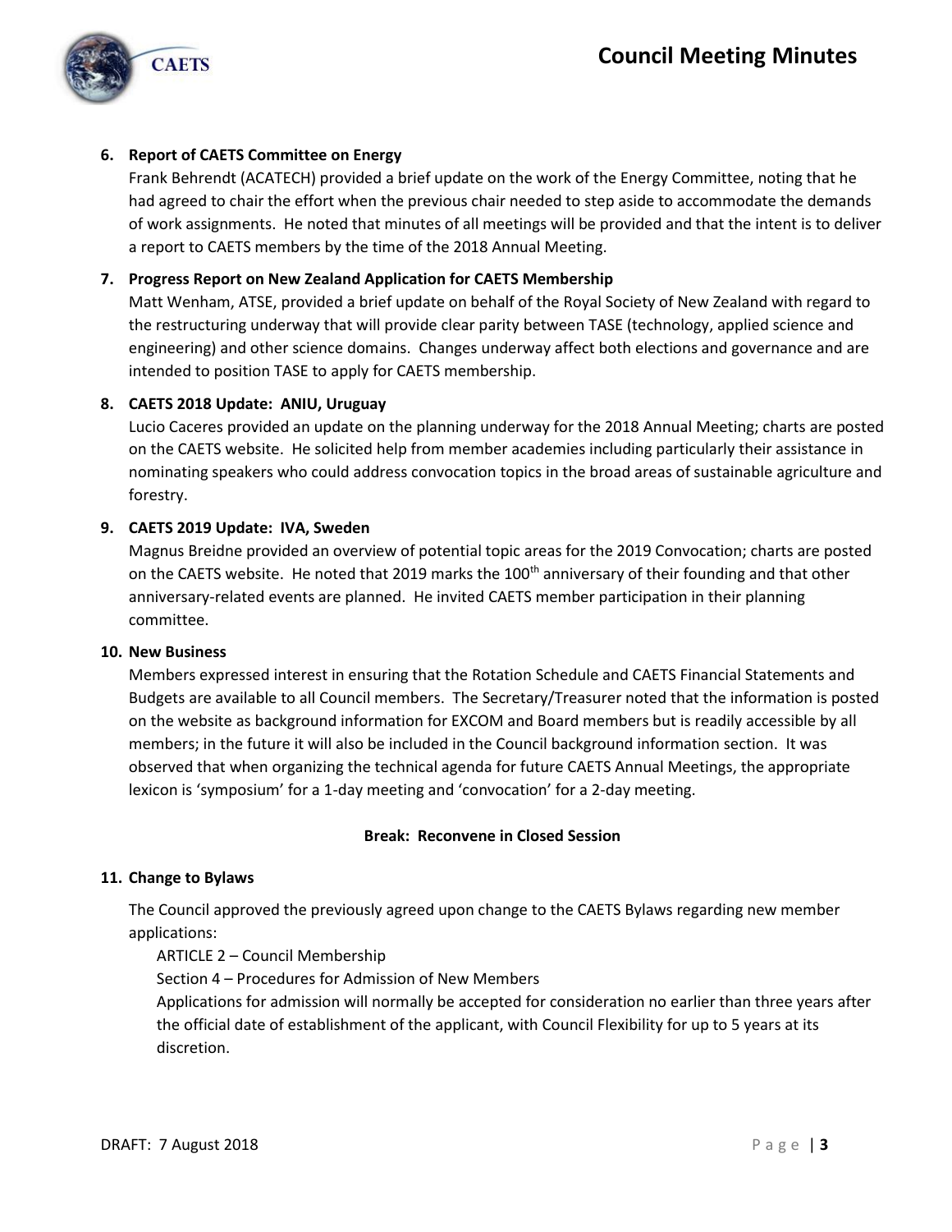**6. Report of CAETS Committee on Energy**

Frank Behrendt (ACATECH) provided a brief update on the work of the Energy Committee, noting that he had agreed to chair the effort when the previous chair needed to step aside to accommodate the demands of work assignments. He noted that minutes of all meetings will be provided and that the intent is to deliver a report to CAETS members by the time of the 2018 Annual Meeting.

**7. Progress Report on New Zealand Application for CAETS Membership**

Matt Wenham, ATSE, provided a brief update on behalf of the Royal Society of New Zealand with regard to the restructuring underway that will provide clear parity between TASE (technology, applied science and engineering) and other science domains. Changes underway affect both elections and governance and are intended to position TASE to apply for CAETS membership.

**8. CAETS 2018 Update: ANIU, Uruguay**

Lucio Caceres provided an update on the planning underway for the 2018 Annual Meeting; charts are posted on the CAETS website. He solicited help from member academies including particularly their assistance in nominating speakers who could address convocation topics in the broad areas of sustainable agriculture and forestry.

**9. CAETS 2019 Update: IVA, Sweden**

Magnus Breidne provided an overview of potential topic areas for the 2019 Convocation; charts are posted on the CAETS website. He noted that 2019 marks the 100th anniversary of their founding and that other anniversary-related events are planned. He invited CAETS member participation in their planning committee.

**10. New Business**

Members expressed interest in ensuring that the Rotation Schedule and CAETS Financial Statements and Budgets are available to all Council members. The Secretary/Treasurer noted that the information is posted on the website as background information for EXCOM and Board members but is readily accessible by all members; in the future it will also be included in the Council background information section. It was observed that when organizing the technical agenda for future CAETS Annual Meetings, the appropriate lexicon is 'symposium' for a 1-day meeting and 'convocation' for a 2-day meeting.

**Break: Reconvene in Closed Session**

**11. Change to Bylaws**

The Council approved the previously agreed upon change to the CAETS Bylaws regarding new member applications:

ARTICLE 2 – Council Membership

Section 4 – Procedures for Admission of New Members

Applications for admission will normally be accepted for consideration no earlier than three years after the official date of establishment of the applicant, with Council Flexibility for up to 5 years at its discretion.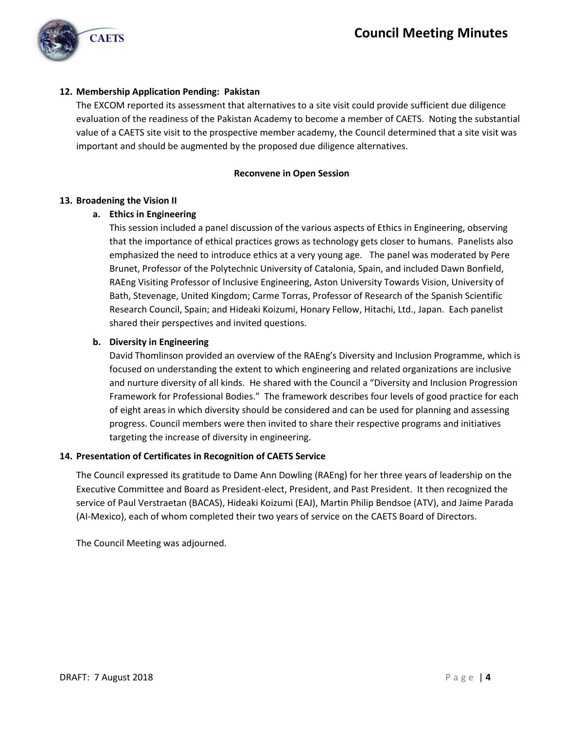**12. Membership Application Pending: Pakistan**

The EXCOM reported its assessment that alternatives to a site visit could provide sufficient due diligence evaluation of the readiness of the Pakistan Academy to become a member of CAETS. Noting the substantial value of a CAETS site visit to the prospective member academy, the Council determined that a site visit was important and should be augmented by the proposed due diligence alternatives.

**Reconvene in Open Session**

**13. Broadening the Vision II**

**a. Ethics in Engineering**

This session included a panel discussion of the various aspects of Ethics in Engineering, observing that the importance of ethical practices grows as technology gets closer to humans. Panelists also emphasized the need to introduce ethics at a very young age. The panel was moderated by Pere Brunet, Professor of the Polytechnic University of Catalonia, Spain, and included Dawn Bonfield, RAEng Visiting Professor of Inclusive Engineering, Aston University Towards Vision, University of Bath, Stevenage, United Kingdom; Carme Torras, Professor of Research of the Spanish Scientific Research Council, Spain; and Hideaki Koizumi, Honary Fellow, Hitachi, Ltd., Japan. Each panelist shared their perspectives and invited questions.

**b. Diversity in Engineering**

David Thomlinson provided an overview of the RAEng's Diversity and Inclusion Programme, which is focused on understanding the extent to which engineering and related organizations are inclusive and nurture diversity of all kinds. He shared with the Council a "Diversity and Inclusion Progression Framework for Professional Bodies." The framework describes four levels of good practice for each of eight areas in which diversity should be considered and can be used for planning and assessing progress. Council members were then invited to share their respective programs and initiatives targeting the increase of diversity in engineering.

**14. Presentation of Certificates in Recognition of CAETS Service**

The Council expressed its gratitude to Dame Ann Dowling (RAEng) for her three years of leadership on the Executive Committee and Board as President-elect, President, and Past President. It then recognized the service of Paul Verstraetan (BACAS), Hideaki Koizumi (EAJ), Martin Philip Bendsoe (ATV), and Jaime Parada (AI-Mexico), each of whom completed their two years of service on the CAETS Board of Directors.

The Council Meeting was adjourned.

DRAFT: 7 August 2018